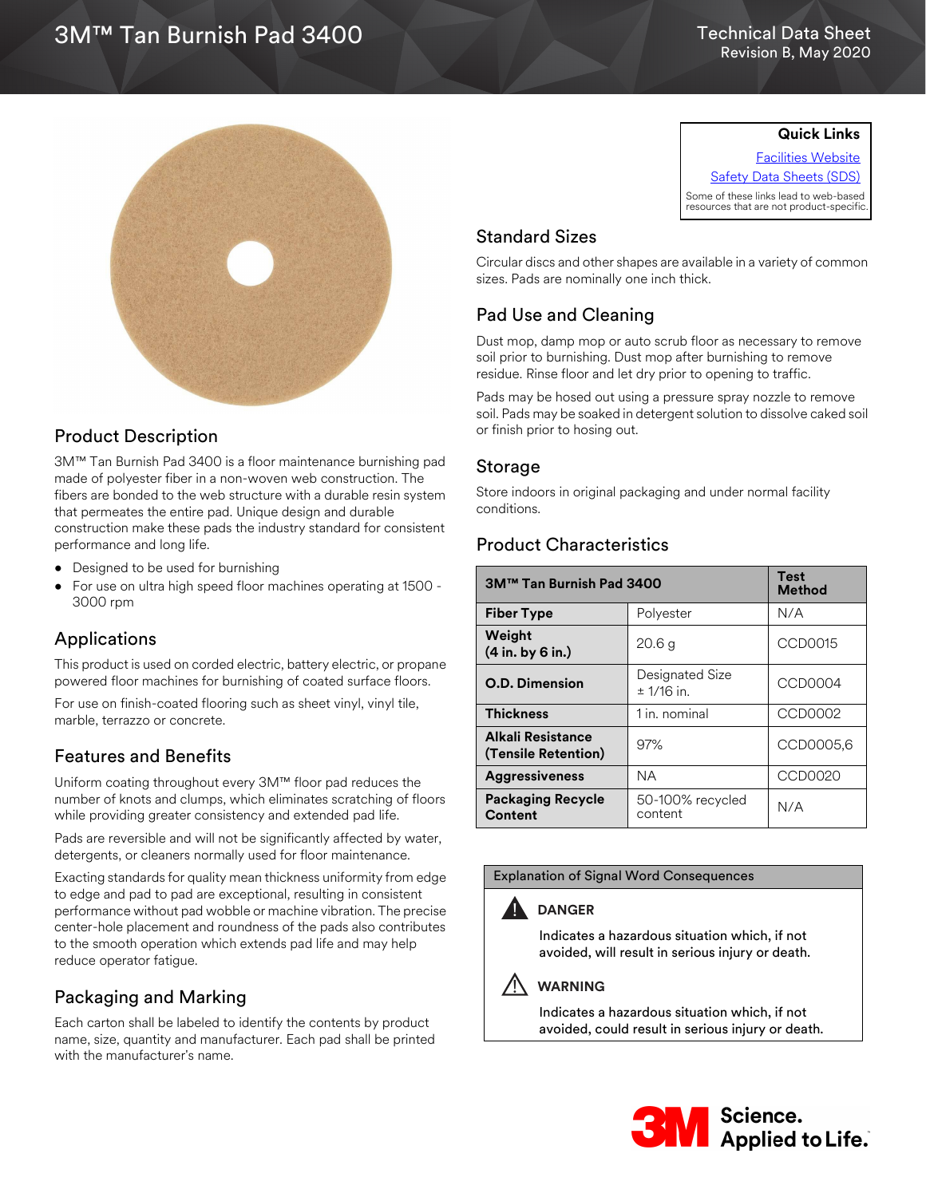# 3M™ Tan Burnish Pad 3400

Technical Data Sheet
Revision B, May 2020

**Quick Links**

Facilities Website
Safety Data Sheets (SDS)

Some of these links lead to web-based resources that are not product-specific.

## Product Description

3M™ Tan Burnish Pad 3400 is a floor maintenance burnishing pad made of polyester fiber in a non-woven web construction. The fibers are bonded to the web structure with a durable resin system that permeates the entire pad. Unique design and durable construction make these pads the industry standard for consistent performance and long life.

- Designed to be used for burnishing
- For use on ultra high speed floor machines operating at 1500 - 3000 rpm

## Applications

This product is used on corded electric, battery electric, or propane powered floor machines for burnishing of coated surface floors.

For use on finish-coated flooring such as sheet vinyl, vinyl tile, marble, terrazzo or concrete.

## Features and Benefits

Uniform coating throughout every 3M™ floor pad reduces the number of knots and clumps, which eliminates scratching of floors while providing greater consistency and extended pad life.

Pads are reversible and will not be significantly affected by water, detergents, or cleaners normally used for floor maintenance.

Exacting standards for quality mean thickness uniformity from edge to edge and pad to pad are exceptional, resulting in consistent performance without pad wobble or machine vibration. The precise center-hole placement and roundness of the pads also contributes to the smooth operation which extends pad life and may help reduce operator fatigue.

## Packaging and Marking

Each carton shall be labeled to identify the contents by product name, size, quantity and manufacturer. Each pad shall be printed with the manufacturer's name.

## Standard Sizes

Circular discs and other shapes are available in a variety of common sizes. Pads are nominally one inch thick.

## Pad Use and Cleaning

Dust mop, damp mop or auto scrub floor as necessary to remove soil prior to burnishing. Dust mop after burnishing to remove residue. Rinse floor and let dry prior to opening to traffic.

Pads may be hosed out using a pressure spray nozzle to remove soil. Pads may be soaked in detergent solution to dissolve caked soil or finish prior to hosing out.

## Storage

Store indoors in original packaging and under normal facility conditions.

## Product Characteristics

| 3M™ Tan Burnish Pad 3400 | | Test Method |
|---|---|---|
| **Fiber Type** | Polyester | N/A |
| **Weight (4 in. by 6 in.)** | 20.6 g | CCD0015 |
| **O.D. Dimension** | Designated Size ± 1/16 in. | CCD0004 |
| **Thickness** | 1 in. nominal | CCD0002 |
| **Alkali Resistance (Tensile Retention)** | 97% | CCD0005,6 |
| **Aggressiveness** | NA | CCD0020 |
| **Packaging Recycle Content** | 50-100% recycled content | N/A |

**Explanation of Signal Word Consequences**

**DANGER**

Indicates a hazardous situation which, if not avoided, will result in serious injury or death.

**WARNING**

Indicates a hazardous situation which, if not avoided, could result in serious injury or death.

3M Science. Applied to Life.™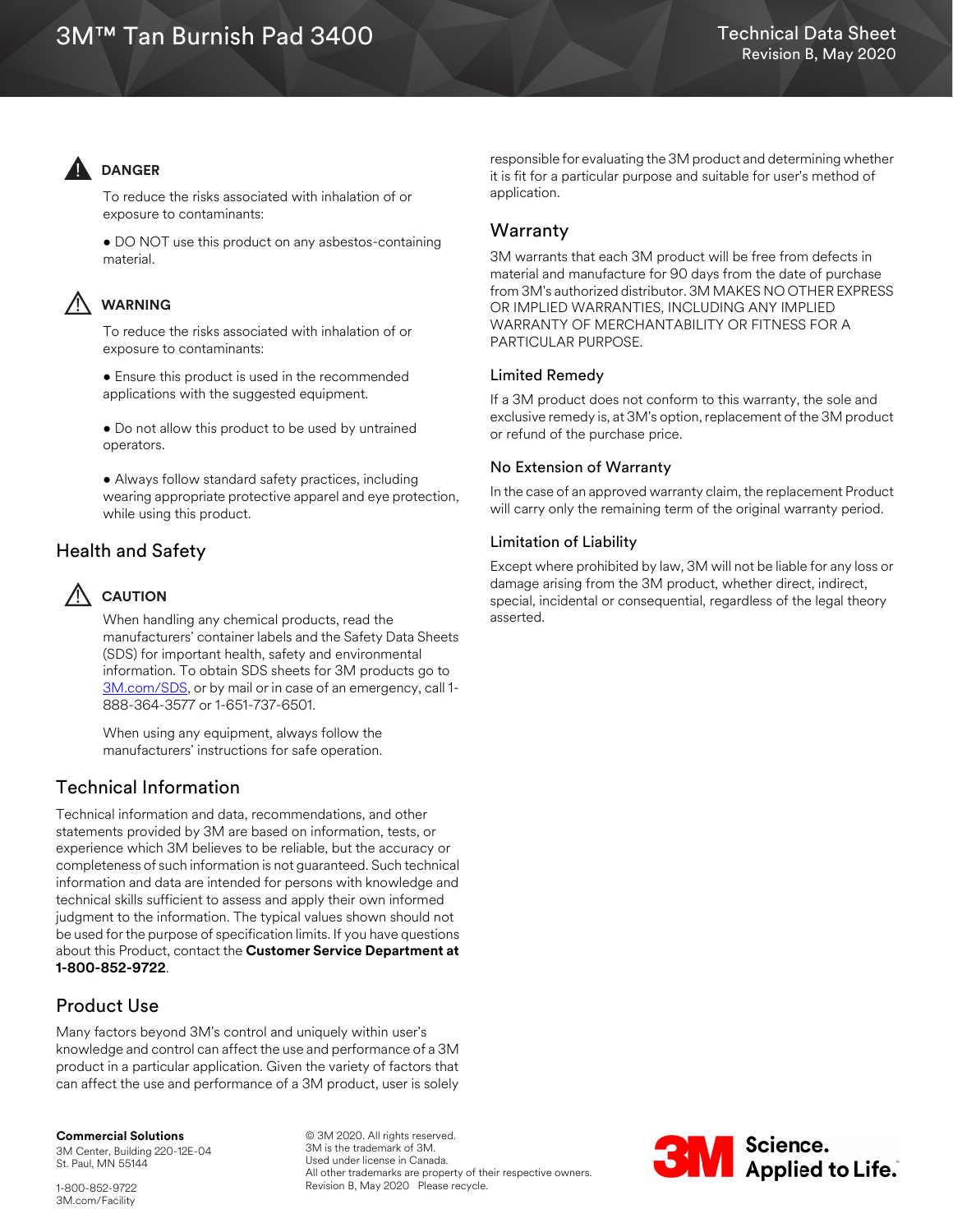**DANGER**

To reduce the risks associated with inhalation of or exposure to contaminants:

- DO NOT use this product on any asbestos-containing material.

**WARNING**

To reduce the risks associated with inhalation of or exposure to contaminants:

- Ensure this product is used in the recommended applications with the suggested equipment.
- Do not allow this product to be used by untrained operators.
- Always follow standard safety practices, including wearing appropriate protective apparel and eye protection, while using this product.

## Health and Safety

**CAUTION**

When handling any chemical products, read the manufacturers' container labels and the Safety Data Sheets (SDS) for important health, safety and environmental information. To obtain SDS sheets for 3M products go to 3M.com/SDS, or by mail or in case of an emergency, call 1-888-364-3577 or 1-651-737-6501.

When using any equipment, always follow the manufacturers' instructions for safe operation.

## Technical Information

Technical information and data, recommendations, and other statements provided by 3M are based on information, tests, or experience which 3M believes to be reliable, but the accuracy or completeness of such information is not guaranteed. Such technical information and data are intended for persons with knowledge and technical skills sufficient to assess and apply their own informed judgment to the information. The typical values shown should not be used for the purpose of specification limits. If you have questions about this Product, contact the **Customer Service Department at 1-800-852-9722**.

## Product Use

Many factors beyond 3M's control and uniquely within user's knowledge and control can affect the use and performance of a 3M product in a particular application. Given the variety of factors that can affect the use and performance of a 3M product, user is solely responsible for evaluating the 3M product and determining whether it is fit for a particular purpose and suitable for user's method of application.

## Warranty

3M warrants that each 3M product will be free from defects in material and manufacture for 90 days from the date of purchase from 3M's authorized distributor. 3M MAKES NO OTHER EXPRESS OR IMPLIED WARRANTIES, INCLUDING ANY IMPLIED WARRANTY OF MERCHANTABILITY OR FITNESS FOR A PARTICULAR PURPOSE.

### Limited Remedy

If a 3M product does not conform to this warranty, the sole and exclusive remedy is, at 3M's option, replacement of the 3M product or refund of the purchase price.

### No Extension of Warranty

In the case of an approved warranty claim, the replacement Product will carry only the remaining term of the original warranty period.

### Limitation of Liability

Except where prohibited by law, 3M will not be liable for any loss or damage arising from the 3M product, whether direct, indirect, special, incidental or consequential, regardless of the legal theory asserted.

**Commercial Solutions**
3M Center, Building 220-12E-04
St. Paul, MN 55144

1-800-852-9722
3M.com/Facility

© 3M 2020. All rights reserved.
3M is the trademark of 3M.
Used under license in Canada.
All other trademarks are property of their respective owners.
Revision B, May 2020 Please recycle.

3M Science. Applied to Life.™